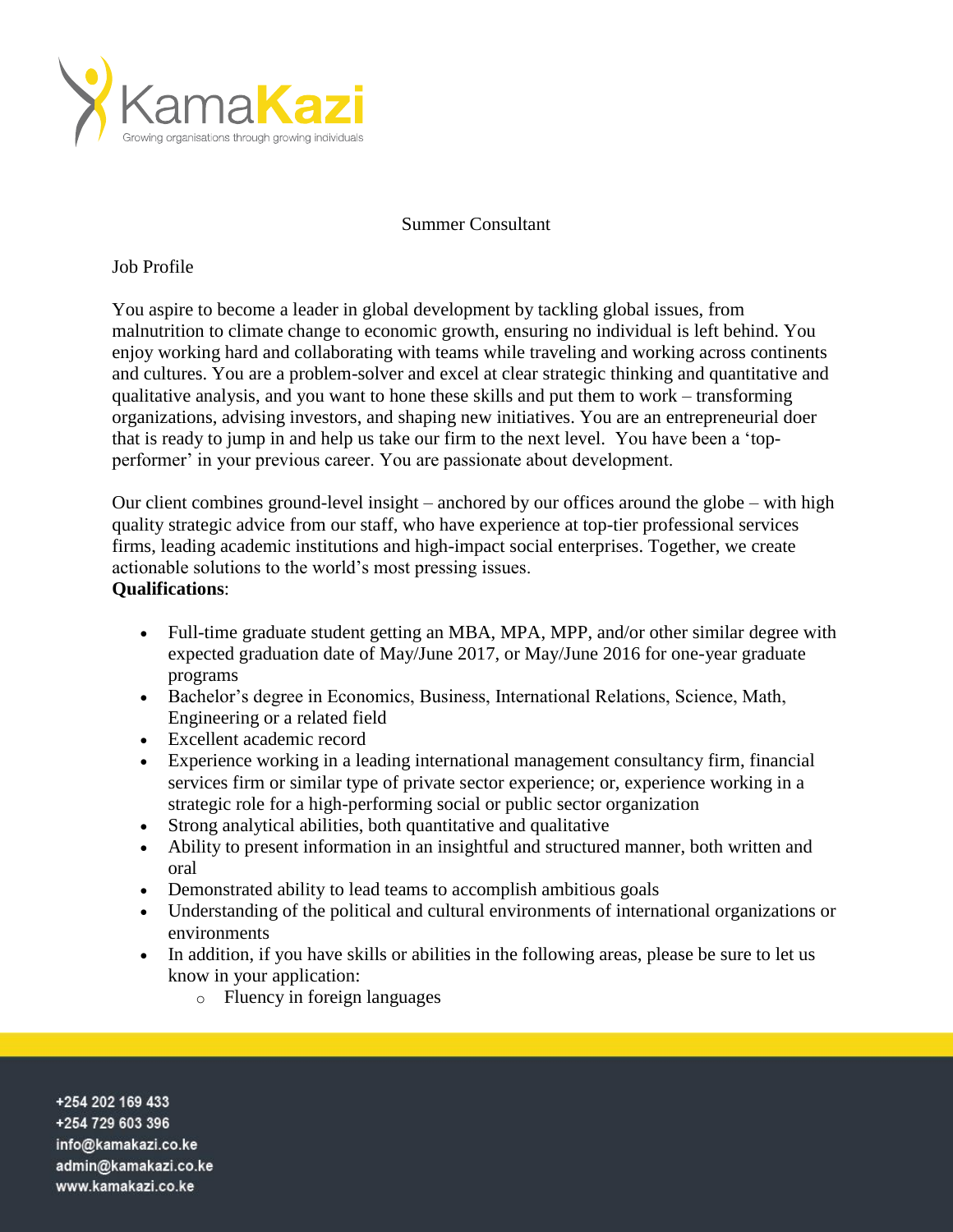KamaKazi

Growing organisations through growing individuals

# Summer Consultant

Job Profile

You aspire to become a leader in global development by tackling global issues, from malnutrition to climate change to economic growth, ensuring no individual is left behind. You enjoy working hard and collaborating with teams while traveling and working across continents and cultures. You are a problem-solver and excel at clear strategic thinking and quantitative and qualitative analysis, and you want to hone these skills and put them to work – transforming organizations, advising investors, and shaping new initiatives. You are an entrepreneurial doer that is ready to jump in and help us take our firm to the next level. You have been a 'top-performer' in your previous career. You are passionate about development.

Our client combines ground-level insight – anchored by our offices around the globe – with high quality strategic advice from our staff, who have experience at top-tier professional services firms, leading academic institutions and high-impact social enterprises. Together, we create actionable solutions to the world's most pressing issues.

**Qualifications**:

- Full-time graduate student getting an MBA, MPA, MPP, and/or other similar degree with expected graduation date of May/June 2017, or May/June 2016 for one-year graduate programs
- Bachelor's degree in Economics, Business, International Relations, Science, Math, Engineering or a related field
- Excellent academic record
- Experience working in a leading international management consultancy firm, financial services firm or similar type of private sector experience; or, experience working in a strategic role for a high-performing social or public sector organization
- Strong analytical abilities, both quantitative and qualitative
- Ability to present information in an insightful and structured manner, both written and oral
- Demonstrated ability to lead teams to accomplish ambitious goals
- Understanding of the political and cultural environments of international organizations or environments
- In addition, if you have skills or abilities in the following areas, please be sure to let us know in your application:
    - Fluency in foreign languages

+254 202 169 433
+254 729 603 396
info@kamakazi.co.ke
admin@kamakazi.co.ke
www.kamakazi.co.ke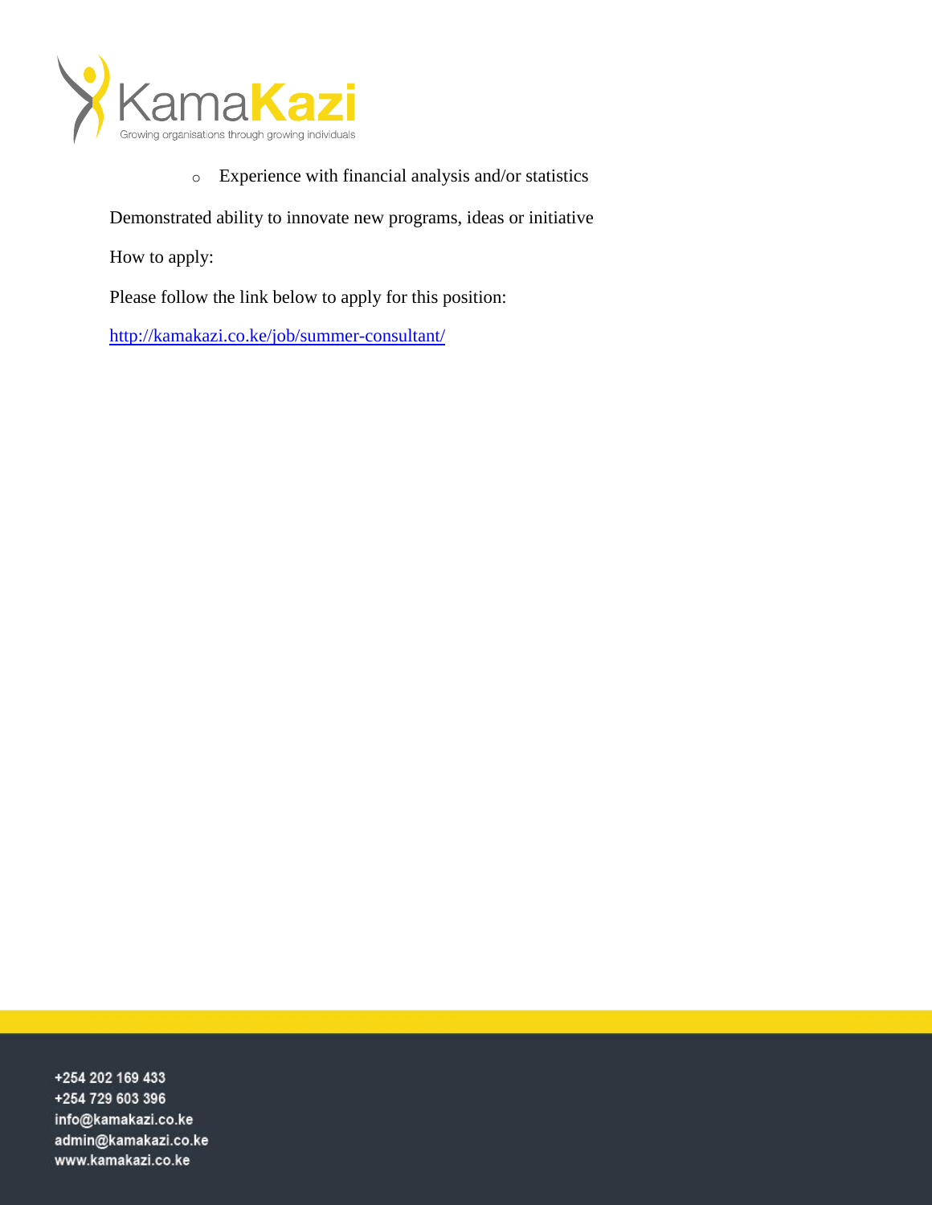- Experience with financial analysis and/or statistics

Demonstrated ability to innovate new programs, ideas or initiative

How to apply:

Please follow the link below to apply for this position:

http://kamakazi.co.ke/job/summer-consultant/